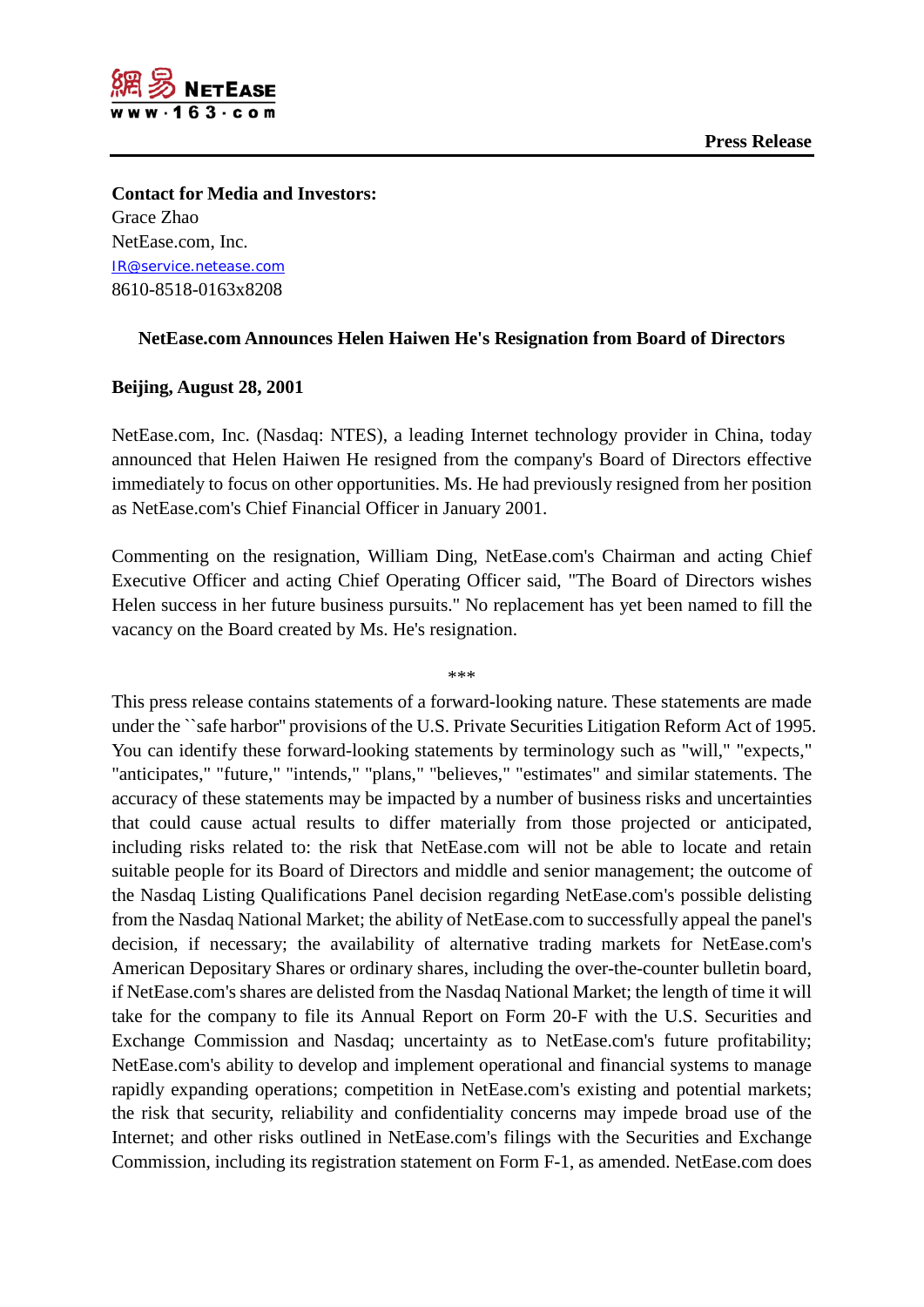網易 NETEASE
www·163·com

**Press Release**

**Contact for Media and Investors:**
Grace Zhao
NetEase.com, Inc.
IR@service.netease.com
8610-8518-0163x8208

**NetEase.com Announces Helen Haiwen He's Resignation from Board of Directors**

**Beijing, August 28, 2001**

NetEase.com, Inc. (Nasdaq: NTES), a leading Internet technology provider in China, today announced that Helen Haiwen He resigned from the company's Board of Directors effective immediately to focus on other opportunities. Ms. He had previously resigned from her position as NetEase.com's Chief Financial Officer in January 2001.

Commenting on the resignation, William Ding, NetEase.com's Chairman and acting Chief Executive Officer and acting Chief Operating Officer said, "The Board of Directors wishes Helen success in her future business pursuits." No replacement has yet been named to fill the vacancy on the Board created by Ms. He's resignation.

***

This press release contains statements of a forward-looking nature. These statements are made under the ``safe harbor" provisions of the U.S. Private Securities Litigation Reform Act of 1995. You can identify these forward-looking statements by terminology such as "will," "expects," "anticipates," "future," "intends," "plans," "believes," "estimates" and similar statements. The accuracy of these statements may be impacted by a number of business risks and uncertainties that could cause actual results to differ materially from those projected or anticipated, including risks related to: the risk that NetEase.com will not be able to locate and retain suitable people for its Board of Directors and middle and senior management; the outcome of the Nasdaq Listing Qualifications Panel decision regarding NetEase.com's possible delisting from the Nasdaq National Market; the ability of NetEase.com to successfully appeal the panel's decision, if necessary; the availability of alternative trading markets for NetEase.com's American Depositary Shares or ordinary shares, including the over-the-counter bulletin board, if NetEase.com's shares are delisted from the Nasdaq National Market; the length of time it will take for the company to file its Annual Report on Form 20-F with the U.S. Securities and Exchange Commission and Nasdaq; uncertainty as to NetEase.com's future profitability; NetEase.com's ability to develop and implement operational and financial systems to manage rapidly expanding operations; competition in NetEase.com's existing and potential markets; the risk that security, reliability and confidentiality concerns may impede broad use of the Internet; and other risks outlined in NetEase.com's filings with the Securities and Exchange Commission, including its registration statement on Form F-1, as amended. NetEase.com does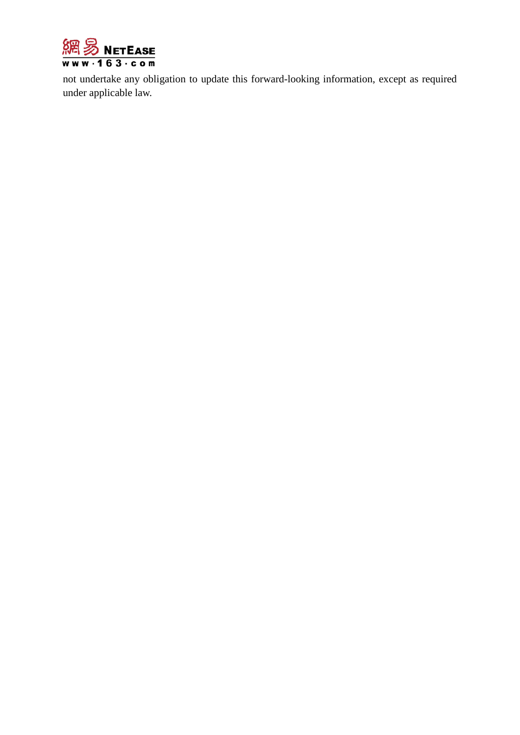not undertake any obligation to update this forward-looking information, except as required under applicable law.